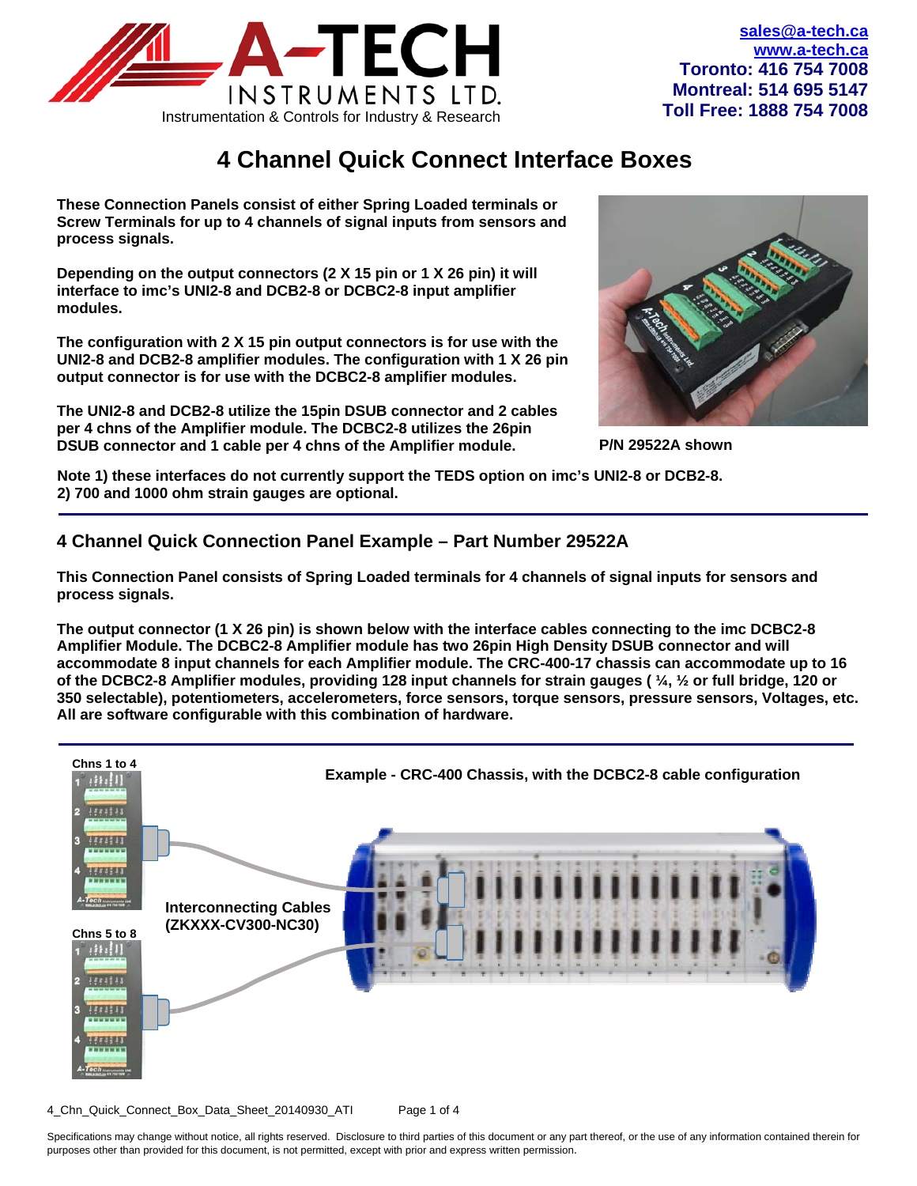sales@a-tech.ca
www.a-tech.ca
Toronto: 416 754 7008
Montreal: 514 695 5147
Toll Free: 1888 754 7008

A-TECH INSTRUMENTS LTD.
Instrumentation & Controls for Industry & Research

# 4 Channel Quick Connect Interface Boxes

**These Connection Panels consist of either Spring Loaded terminals or Screw Terminals for up to 4 channels of signal inputs from sensors and process signals.**

**Depending on the output connectors (2 X 15 pin or 1 X 26 pin) it will interface to imc's UNI2-8 and DCB2-8 or DCBC2-8 input amplifier modules.**

**The configuration with 2 X 15 pin output connectors is for use with the UNI2-8 and DCB2-8 amplifier modules. The configuration with 1 X 26 pin output connector is for use with the DCBC2-8 amplifier modules.**

**The UNI2-8 and DCB2-8 utilize the 15pin DSUB connector and 2 cables per 4 chns of the Amplifier module. The DCBC2-8 utilizes the 26pin DSUB connector and 1 cable per 4 chns of the Amplifier module.**

**P/N 29522A shown**

**Note 1) these interfaces do not currently support the TEDS option on imc's UNI2-8 or DCB2-8.**
**2) 700 and 1000 ohm strain gauges are optional.**

## 4 Channel Quick Connection Panel Example – Part Number 29522A

**This Connection Panel consists of Spring Loaded terminals for 4 channels of signal inputs for sensors and process signals.**

**The output connector (1 X 26 pin) is shown below with the interface cables connecting to the imc DCBC2-8 Amplifier Module. The DCBC2-8 Amplifier module has two 26pin High Density DSUB connector and will accommodate 8 input channels for each Amplifier module. The CRC-400-17 chassis can accommodate up to 16 of the DCBC2-8 Amplifier modules, providing 128 input channels for strain gauges ( ¼, ½ or full bridge, 120 or 350 selectable), potentiometers, accelerometers, force sensors, torque sensors, pressure sensors, Voltages, etc. All are software configurable with this combination of hardware.**

**Example - CRC-400 Chassis, with the DCBC2-8 cable configuration**

**Chns 1 to 4**

**Chns 5 to 8**

**Interconnecting Cables (ZKXXX-CV300-NC30)**

4_Chn_Quick_Connect_Box_Data_Sheet_20140930_ATI

Specifications may change without notice, all rights reserved. Disclosure to third parties of this document or any part thereof, or the use of any information contained therein for purposes other than provided for this document, is not permitted, except with prior and express written permission.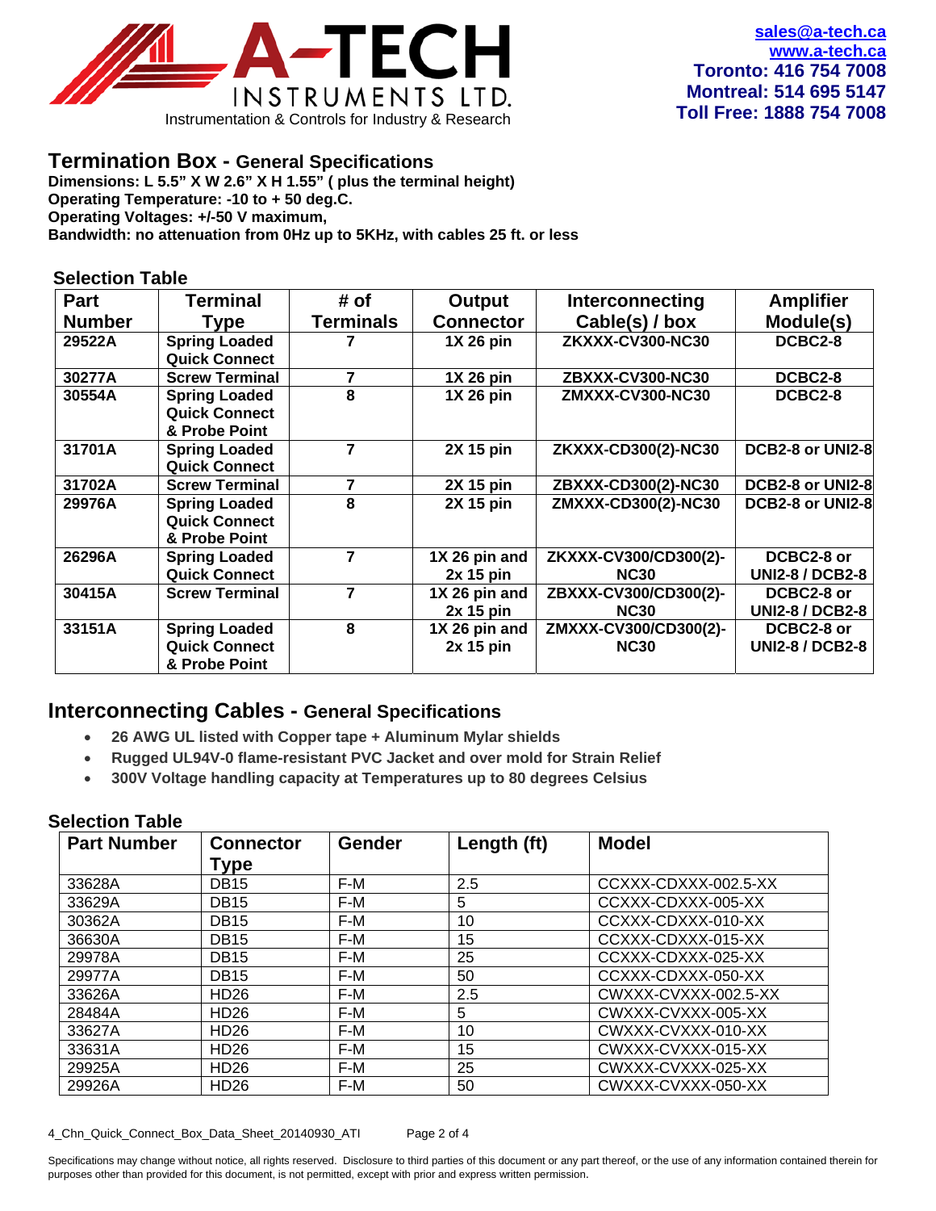A-TECH INSTRUMENTS LTD.
Instrumentation & Controls for Industry & Research

sales@a-tech.ca
www.a-tech.ca
Toronto: 416 754 7008
Montreal: 514 695 5147
Toll Free: 1888 754 7008

## Termination Box - General Specifications

**Dimensions: L 5.5" X W 2.6" X H 1.55" ( plus the terminal height)**
**Operating Temperature: -10 to + 50 deg.C.**
**Operating Voltages: +/-50 V maximum,**
**Bandwidth: no attenuation from 0Hz up to 5KHz, with cables 25 ft. or less**

### Selection Table

| Part Number | Terminal Type | # of Terminals | Output Connector | Interconnecting Cable(s) / box | Amplifier Module(s) |
|---|---|---|---|---|---|
| 29522A | Spring Loaded Quick Connect | 7 | 1X 26 pin | ZKXXX-CV300-NC30 | DCBC2-8 |
| 30277A | Screw Terminal | 7 | 1X 26 pin | ZBXXX-CV300-NC30 | DCBC2-8 |
| 30554A | Spring Loaded Quick Connect & Probe Point | 8 | 1X 26 pin | ZMXXX-CV300-NC30 | DCBC2-8 |
| 31701A | Spring Loaded Quick Connect | 7 | 2X 15 pin | ZKXXX-CD300(2)-NC30 | DCB2-8 or UNI2-8 |
| 31702A | Screw Terminal | 7 | 2X 15 pin | ZBXXX-CD300(2)-NC30 | DCB2-8 or UNI2-8 |
| 29976A | Spring Loaded Quick Connect & Probe Point | 8 | 2X 15 pin | ZMXXX-CD300(2)-NC30 | DCB2-8 or UNI2-8 |
| 26296A | Spring Loaded Quick Connect | 7 | 1X 26 pin and 2x 15 pin | ZKXXX-CV300/CD300(2)-NC30 | DCBC2-8 or UNI2-8 / DCB2-8 |
| 30415A | Screw Terminal | 7 | 1X 26 pin and 2x 15 pin | ZBXXX-CV300/CD300(2)-NC30 | DCBC2-8 or UNI2-8 / DCB2-8 |
| 33151A | Spring Loaded Quick Connect & Probe Point | 8 | 1X 26 pin and 2x 15 pin | ZMXXX-CV300/CD300(2)-NC30 | DCBC2-8 or UNI2-8 / DCB2-8 |

## Interconnecting Cables - General Specifications

- **26 AWG UL listed with Copper tape + Aluminum Mylar shields**
- **Rugged UL94V-0 flame-resistant PVC Jacket and over mold for Strain Relief**
- **300V Voltage handling capacity at Temperatures up to 80 degrees Celsius**

### Selection Table

| Part Number | Connector Type | Gender | Length (ft) | Model |
|---|---|---|---|---|
| 33628A | DB15 | F-M | 2.5 | CCXXX-CDXXX-002.5-XX |
| 33629A | DB15 | F-M | 5 | CCXXX-CDXXX-005-XX |
| 30362A | DB15 | F-M | 10 | CCXXX-CDXXX-010-XX |
| 36630A | DB15 | F-M | 15 | CCXXX-CDXXX-015-XX |
| 29978A | DB15 | F-M | 25 | CCXXX-CDXXX-025-XX |
| 29977A | DB15 | F-M | 50 | CCXXX-CDXXX-050-XX |
| 33626A | HD26 | F-M | 2.5 | CWXXX-CVXXX-002.5-XX |
| 28484A | HD26 | F-M | 5 | CWXXX-CVXXX-005-XX |
| 33627A | HD26 | F-M | 10 | CWXXX-CVXXX-010-XX |
| 33631A | HD26 | F-M | 15 | CWXXX-CVXXX-015-XX |
| 29925A | HD26 | F-M | 25 | CWXXX-CVXXX-025-XX |
| 29926A | HD26 | F-M | 50 | CWXXX-CVXXX-050-XX |

Specifications may change without notice, all rights reserved. Disclosure to third parties of this document or any part thereof, or the use of any information contained therein for purposes other than provided for this document, is not permitted, except with prior and express written permission.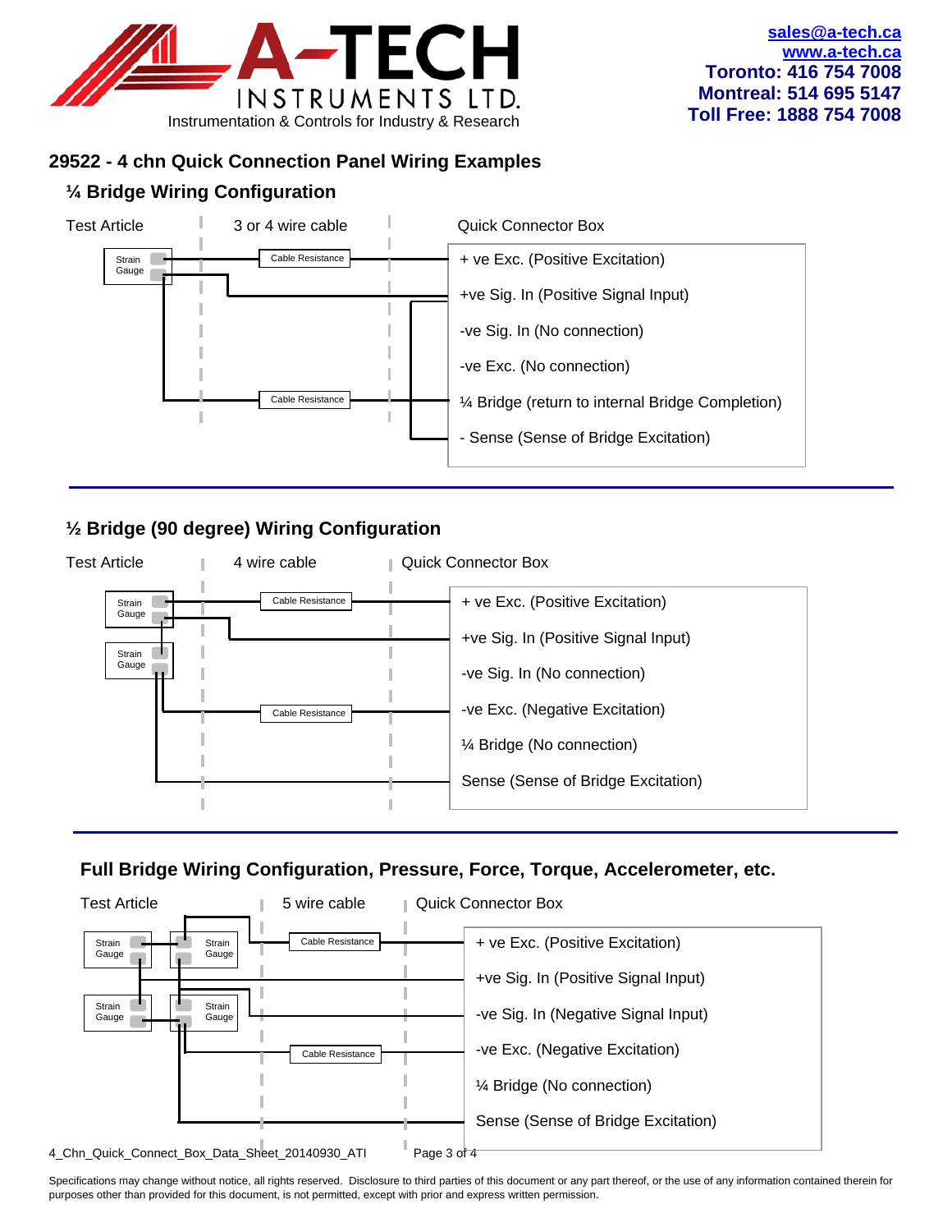sales@a-tech.ca
www.a-tech.ca
Toronto: 416 754 7008
Montreal: 514 695 5147
Toll Free: 1888 754 7008

A-TECH INSTRUMENTS LTD.
Instrumentation & Controls for Industry & Research

## 29522 - 4 chn Quick Connection Panel Wiring Examples

### ¼ Bridge Wiring Configuration

Test Article | 3 or 4 wire cable | Quick Connector Box

Strain Gauge

Cable Resistance

Cable Resistance

- + ve Exc. (Positive Excitation)
- +ve Sig. In (Positive Signal Input)
- -ve Sig. In (No connection)
- -ve Exc. (No connection)
- ¼ Bridge (return to internal Bridge Completion)
- - Sense (Sense of Bridge Excitation)

### ½ Bridge (90 degree) Wiring Configuration

Test Article | 4 wire cable | Quick Connector Box

Strain Gauge

Strain Gauge

Cable Resistance

Cable Resistance

- + ve Exc. (Positive Excitation)
- +ve Sig. In (Positive Signal Input)
- -ve Sig. In (No connection)
- -ve Exc. (Negative Excitation)
- ¼ Bridge (No connection)
- Sense (Sense of Bridge Excitation)

### Full Bridge Wiring Configuration, Pressure, Force, Torque, Accelerometer, etc.

Test Article | 5 wire cable | Quick Connector Box

Strain Gauge

Strain Gauge

Strain Gauge

Strain Gauge

Cable Resistance

Cable Resistance

- + ve Exc. (Positive Excitation)
- +ve Sig. In (Positive Signal Input)
- -ve Sig. In (Negative Signal Input)
- -ve Exc. (Negative Excitation)
- ¼ Bridge (No connection)
- Sense (Sense of Bridge Excitation)

4_Chn_Quick_Connect_Box_Data_Sheet_20140930_ATI

Specifications may change without notice, all rights reserved. Disclosure to third parties of this document or any part thereof, or the use of any information contained therein for purposes other than provided for this document, is not permitted, except with prior and express written permission.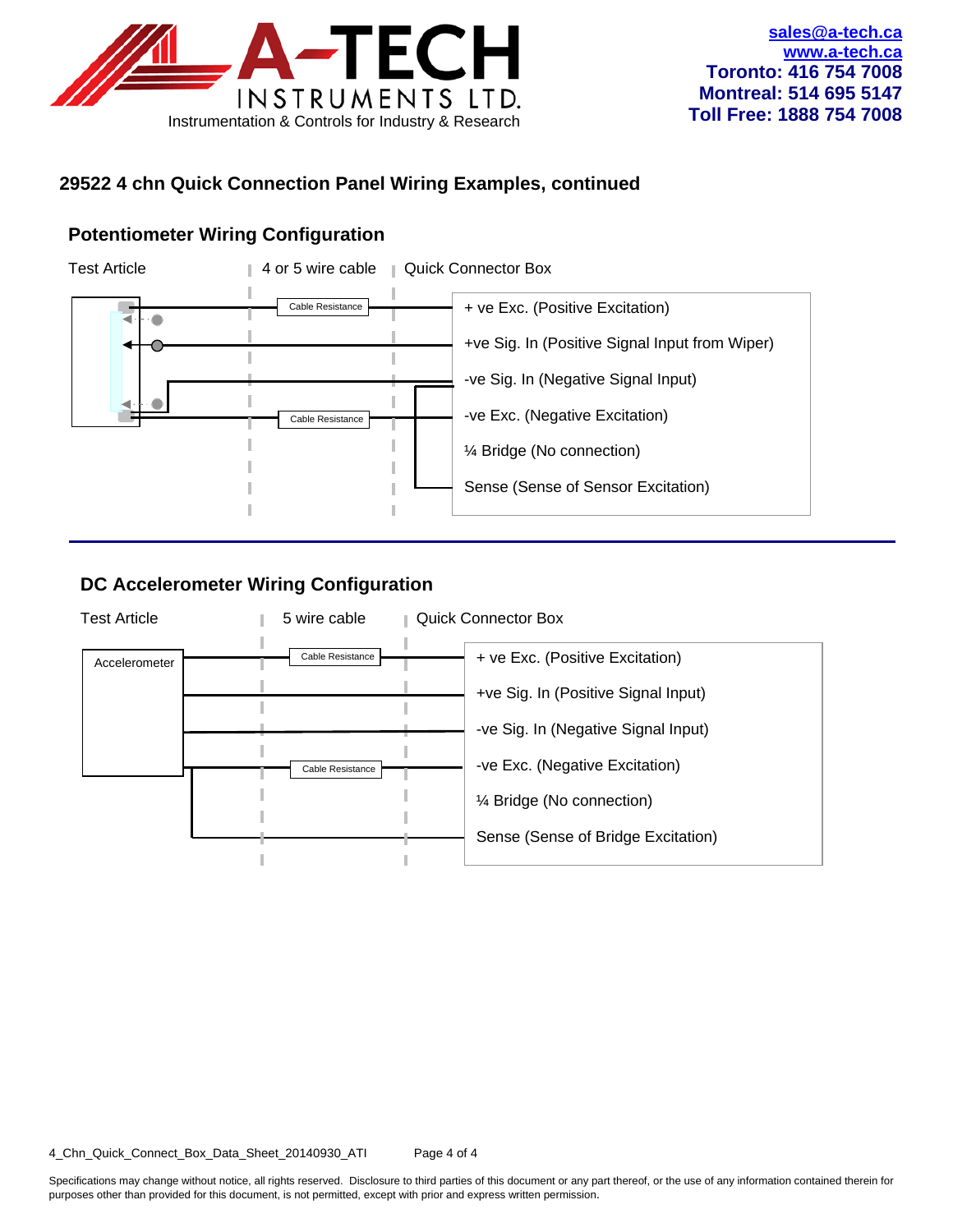## 29522 4 chn Quick Connection Panel Wiring Examples, continued

### Potentiometer Wiring Configuration

Test Article

4 or 5 wire cable

Quick Connector Box

Cable Resistance

Cable Resistance

+ ve Exc. (Positive Excitation)

+ve Sig. In (Positive Signal Input from Wiper)

-ve Sig. In (Negative Signal Input)

-ve Exc. (Negative Excitation)

¼ Bridge (No connection)

Sense (Sense of Sensor Excitation)

### DC Accelerometer Wiring Configuration

Test Article

5 wire cable

Quick Connector Box

Accelerometer

Cable Resistance

Cable Resistance

+ ve Exc. (Positive Excitation)

+ve Sig. In (Positive Signal Input)

-ve Sig. In (Negative Signal Input)

-ve Exc. (Negative Excitation)

¼ Bridge (No connection)

Sense (Sense of Bridge Excitation)

Specifications may change without notice, all rights reserved. Disclosure to third parties of this document or any part thereof, or the use of any information contained therein for purposes other than provided for this document, is not permitted, except with prior and express written permission.